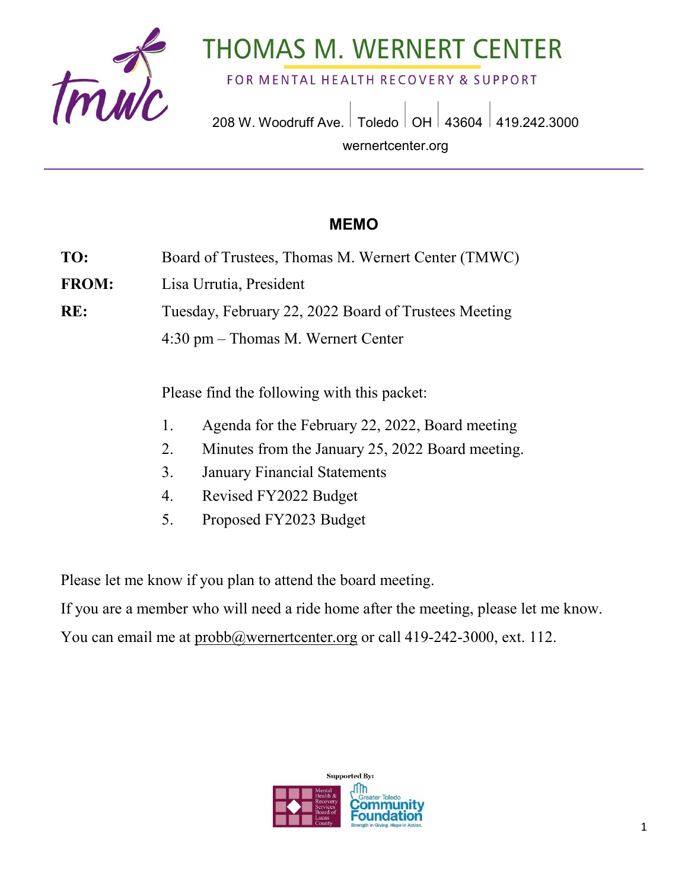# THOMAS M. WERNERT CENTER

FOR MENTAL HEALTH RECOVERY & SUPPORT

208 W. Woodruff Ave. | Toledo | OH | 43604 | 419.242.3000

wernertcenter.org

## MEMO

**TO:** Board of Trustees, Thomas M. Wernert Center (TMWC)

**FROM:** Lisa Urrutia, President

**RE:** Tuesday, February 22, 2022 Board of Trustees Meeting
4:30 pm – Thomas M. Wernert Center

Please find the following with this packet:

1. Agenda for the February 22, 2022, Board meeting
2. Minutes from the January 25, 2022 Board meeting.
3. January Financial Statements
4. Revised FY2022 Budget
5. Proposed FY2023 Budget

Please let me know if you plan to attend the board meeting.

If you are a member who will need a ride home after the meeting, please let me know.

You can email me at probb@wernertcenter.org or call 419-242-3000, ext. 112.

Supported By:

Mental Health & Recovery Services Board of Lucas County

Greater Toledo Community Foundation — Strength in Giving. Hope in Action.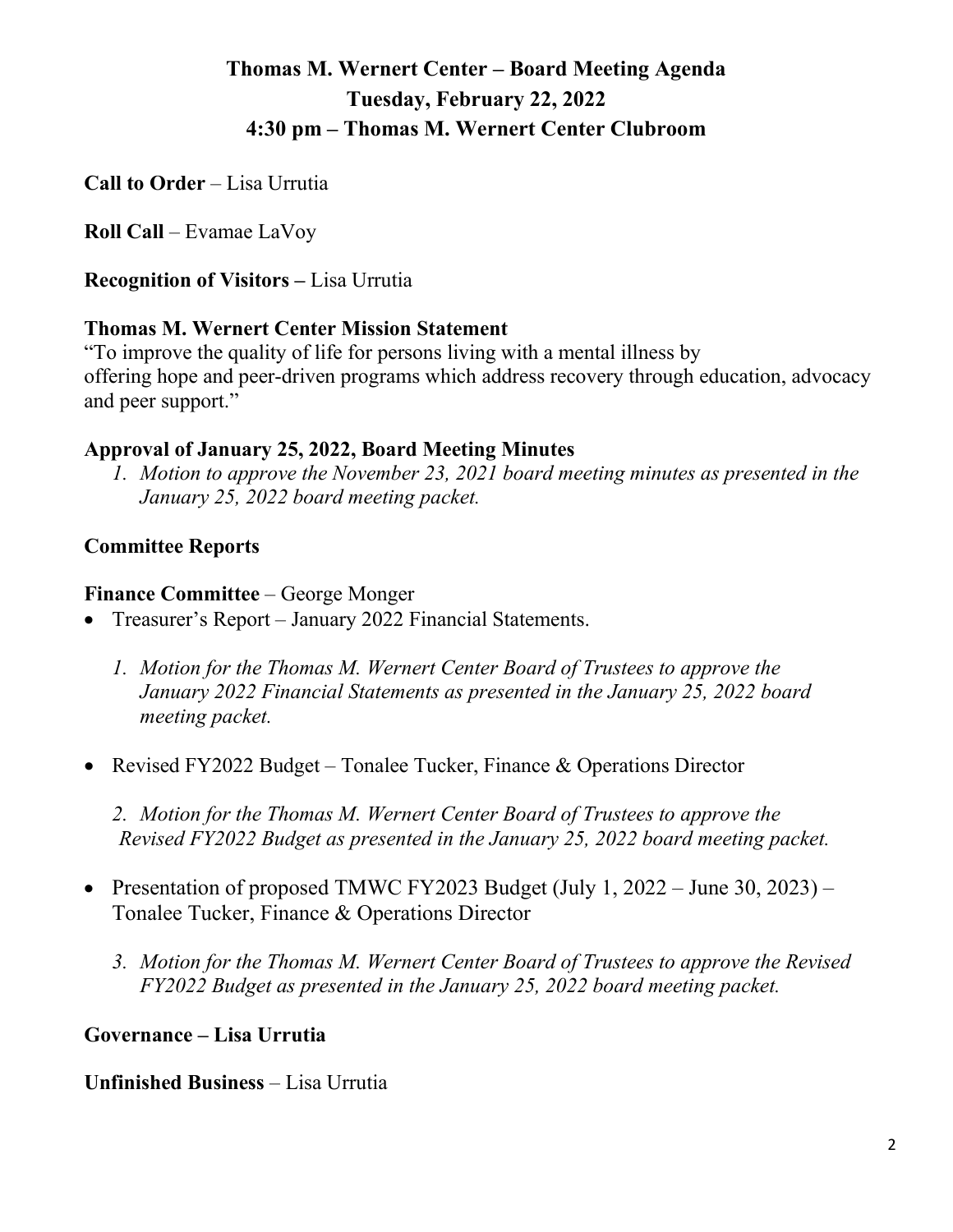# Thomas M. Wernert Center – Board Meeting Agenda
## Tuesday, February 22, 2022
## 4:30 pm – Thomas M. Wernert Center Clubroom

**Call to Order** – Lisa Urrutia

**Roll Call** – Evamae LaVoy

**Recognition of Visitors –** Lisa Urrutia

**Thomas M. Wernert Center Mission Statement**
"To improve the quality of life for persons living with a mental illness by offering hope and peer-driven programs which address recovery through education, advocacy and peer support."

**Approval of January 25, 2022, Board Meeting Minutes**

1. *Motion to approve the November 23, 2021 board meeting minutes as presented in the January 25, 2022 board meeting packet.*

**Committee Reports**

**Finance Committee** – George Monger

- Treasurer's Report – January 2022 Financial Statements.

  1. *Motion for the Thomas M. Wernert Center Board of Trustees to approve the January 2022 Financial Statements as presented in the January 25, 2022 board meeting packet.*

- Revised FY2022 Budget – Tonalee Tucker, Finance & Operations Director

  2. *Motion for the Thomas M. Wernert Center Board of Trustees to approve the Revised FY2022 Budget as presented in the January 25, 2022 board meeting packet.*

- Presentation of proposed TMWC FY2023 Budget (July 1, 2022 – June 30, 2023) – Tonalee Tucker, Finance & Operations Director

  3. *Motion for the Thomas M. Wernert Center Board of Trustees to approve the Revised FY2022 Budget as presented in the January 25, 2022 board meeting packet.*

**Governance – Lisa Urrutia**

**Unfinished Business** – Lisa Urrutia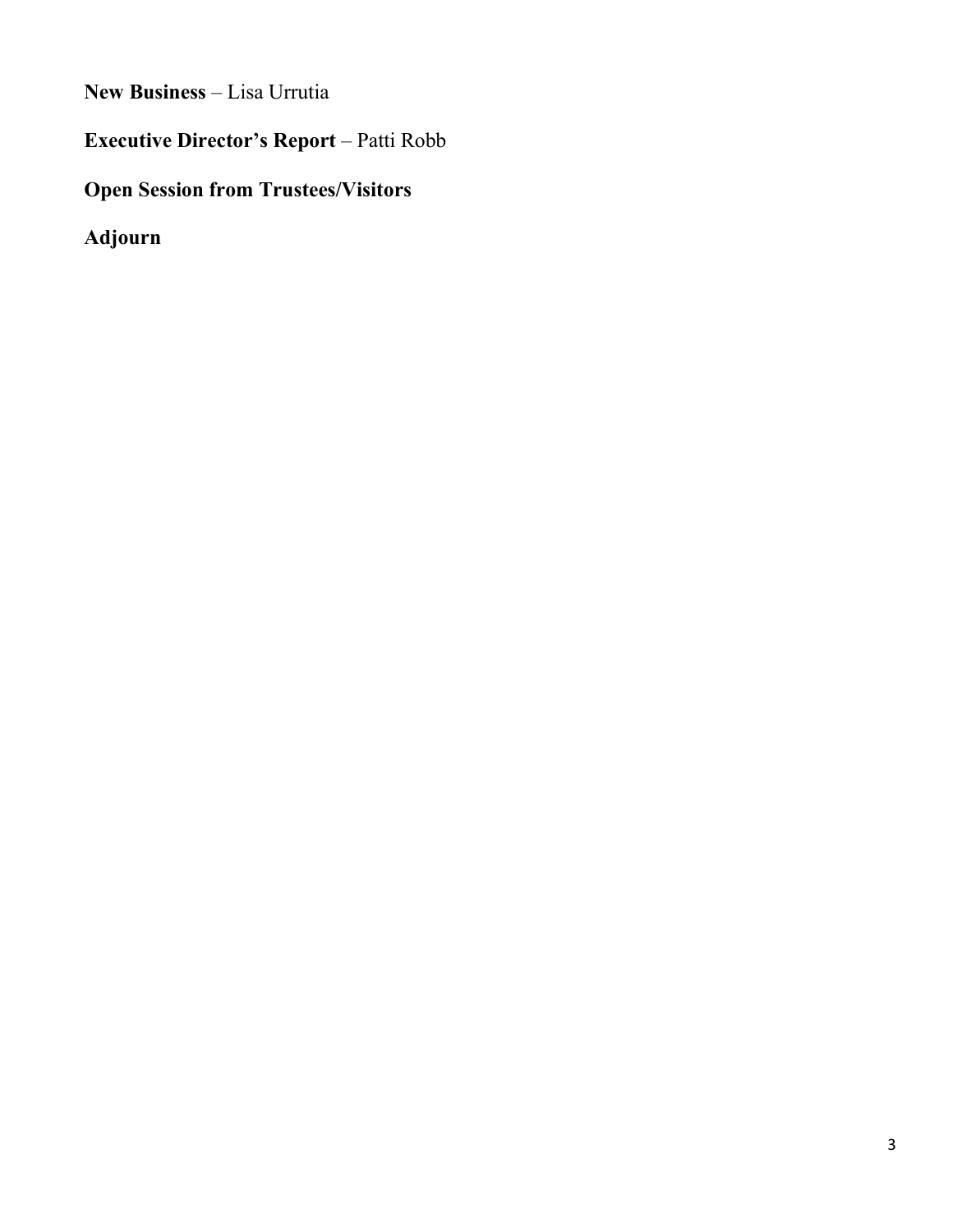**New Business** – Lisa Urrutia

**Executive Director's Report** – Patti Robb

**Open Session from Trustees/Visitors**

**Adjourn**